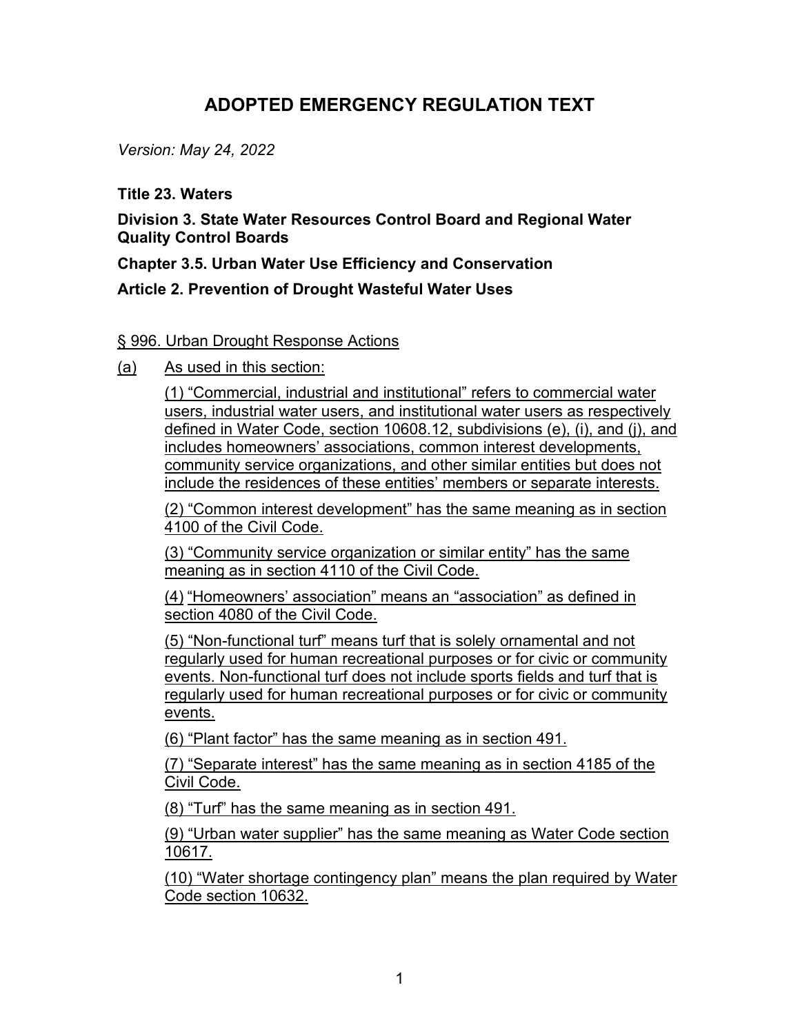# ADOPTED EMERGENCY REGULATION TEXT

*Version: May 24, 2022*

**Title 23. Waters**

**Division 3. State Water Resources Control Board and Regional Water Quality Control Boards**

**Chapter 3.5. Urban Water Use Efficiency and Conservation**

**Article 2. Prevention of Drought Wasteful Water Uses**

§ 996. Urban Drought Response Actions

(a) As used in this section:

(1) "Commercial, industrial and institutional" refers to commercial water users, industrial water users, and institutional water users as respectively defined in Water Code, section 10608.12, subdivisions (e), (i), and (j), and includes homeowners' associations, common interest developments, community service organizations, and other similar entities but does not include the residences of these entities' members or separate interests.

(2) "Common interest development" has the same meaning as in section 4100 of the Civil Code.

(3) "Community service organization or similar entity" has the same meaning as in section 4110 of the Civil Code.

(4) "Homeowners' association" means an "association" as defined in section 4080 of the Civil Code.

(5) "Non-functional turf" means turf that is solely ornamental and not regularly used for human recreational purposes or for civic or community events. Non-functional turf does not include sports fields and turf that is regularly used for human recreational purposes or for civic or community events.

(6) "Plant factor" has the same meaning as in section 491.

(7) "Separate interest" has the same meaning as in section 4185 of the Civil Code.

(8) "Turf" has the same meaning as in section 491.

(9) "Urban water supplier" has the same meaning as Water Code section 10617.

(10) "Water shortage contingency plan" means the plan required by Water Code section 10632.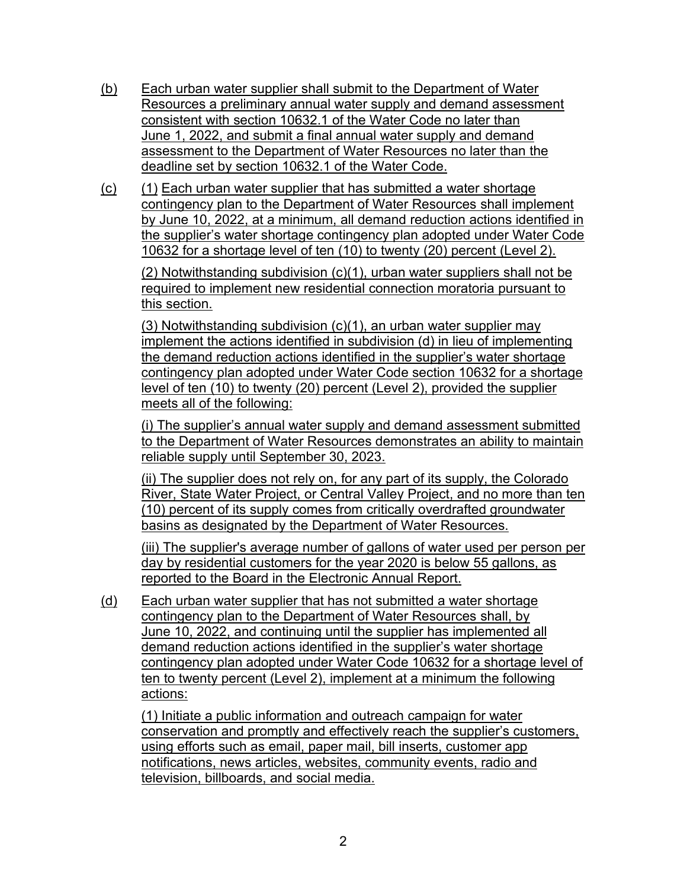(b) Each urban water supplier shall submit to the Department of Water Resources a preliminary annual water supply and demand assessment consistent with section 10632.1 of the Water Code no later than June 1, 2022, and submit a final annual water supply and demand assessment to the Department of Water Resources no later than the deadline set by section 10632.1 of the Water Code.

(c) (1) Each urban water supplier that has submitted a water shortage contingency plan to the Department of Water Resources shall implement by June 10, 2022, at a minimum, all demand reduction actions identified in the supplier's water shortage contingency plan adopted under Water Code 10632 for a shortage level of ten (10) to twenty (20) percent (Level 2).

(2) Notwithstanding subdivision (c)(1), urban water suppliers shall not be required to implement new residential connection moratoria pursuant to this section.

(3) Notwithstanding subdivision (c)(1), an urban water supplier may implement the actions identified in subdivision (d) in lieu of implementing the demand reduction actions identified in the supplier's water shortage contingency plan adopted under Water Code section 10632 for a shortage level of ten (10) to twenty (20) percent (Level 2), provided the supplier meets all of the following:

(i) The supplier's annual water supply and demand assessment submitted to the Department of Water Resources demonstrates an ability to maintain reliable supply until September 30, 2023.

(ii) The supplier does not rely on, for any part of its supply, the Colorado River, State Water Project, or Central Valley Project, and no more than ten (10) percent of its supply comes from critically overdrafted groundwater basins as designated by the Department of Water Resources.

(iii) The supplier's average number of gallons of water used per person per day by residential customers for the year 2020 is below 55 gallons, as reported to the Board in the Electronic Annual Report.

(d) Each urban water supplier that has not submitted a water shortage contingency plan to the Department of Water Resources shall, by June 10, 2022, and continuing until the supplier has implemented all demand reduction actions identified in the supplier's water shortage contingency plan adopted under Water Code 10632 for a shortage level of ten to twenty percent (Level 2), implement at a minimum the following actions:

(1) Initiate a public information and outreach campaign for water conservation and promptly and effectively reach the supplier's customers, using efforts such as email, paper mail, bill inserts, customer app notifications, news articles, websites, community events, radio and television, billboards, and social media.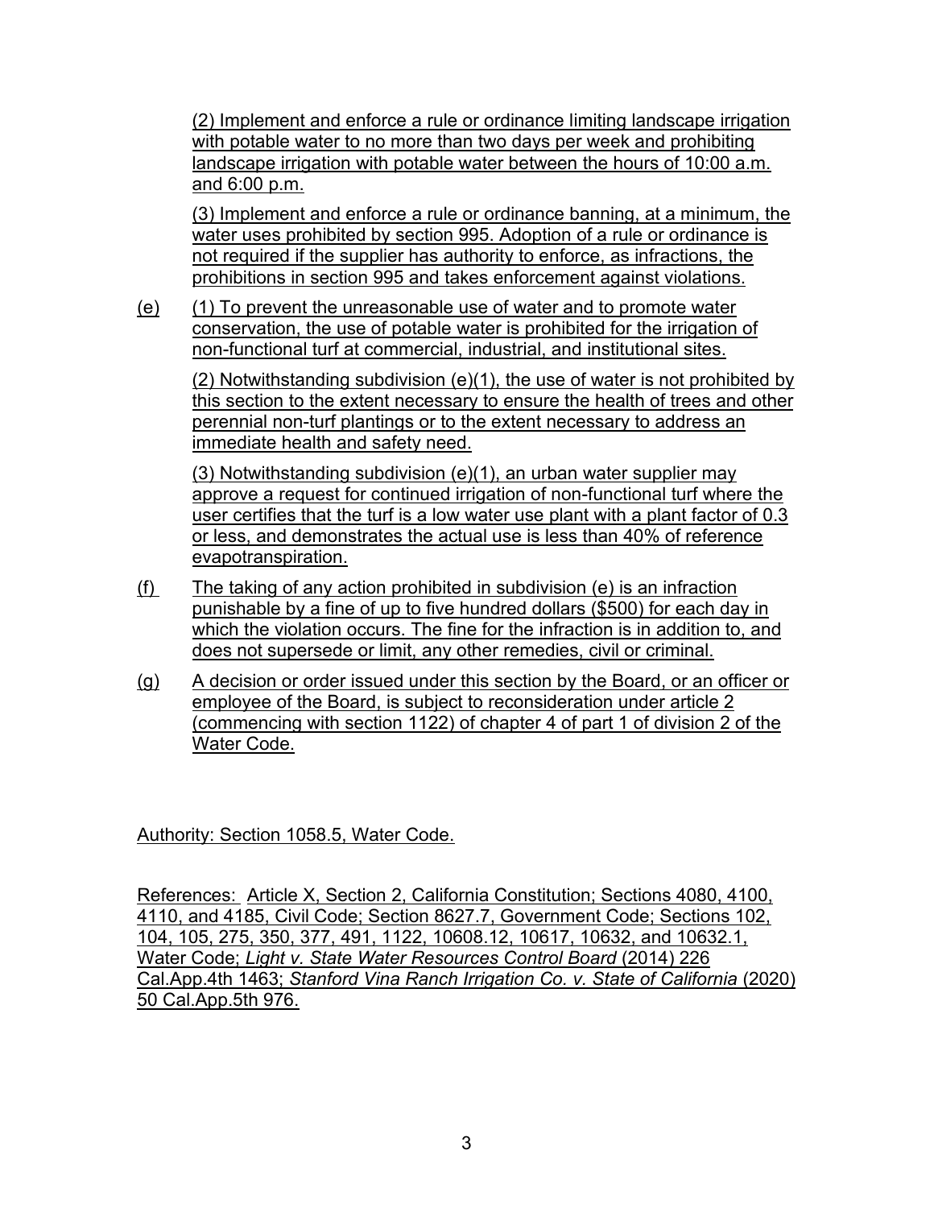(2) Implement and enforce a rule or ordinance limiting landscape irrigation with potable water to no more than two days per week and prohibiting landscape irrigation with potable water between the hours of 10:00 a.m. and 6:00 p.m.

(3) Implement and enforce a rule or ordinance banning, at a minimum, the water uses prohibited by section 995. Adoption of a rule or ordinance is not required if the supplier has authority to enforce, as infractions, the prohibitions in section 995 and takes enforcement against violations.

(e) (1) To prevent the unreasonable use of water and to promote water conservation, the use of potable water is prohibited for the irrigation of non-functional turf at commercial, industrial, and institutional sites.

(2) Notwithstanding subdivision (e)(1), the use of water is not prohibited by this section to the extent necessary to ensure the health of trees and other perennial non-turf plantings or to the extent necessary to address an immediate health and safety need.

(3) Notwithstanding subdivision (e)(1), an urban water supplier may approve a request for continued irrigation of non-functional turf where the user certifies that the turf is a low water use plant with a plant factor of 0.3 or less, and demonstrates the actual use is less than 40% of reference evapotranspiration.

(f) The taking of any action prohibited in subdivision (e) is an infraction punishable by a fine of up to five hundred dollars ($500) for each day in which the violation occurs. The fine for the infraction is in addition to, and does not supersede or limit, any other remedies, civil or criminal.

(g) A decision or order issued under this section by the Board, or an officer or employee of the Board, is subject to reconsideration under article 2 (commencing with section 1122) of chapter 4 of part 1 of division 2 of the Water Code.

Authority: Section 1058.5, Water Code.

References: Article X, Section 2, California Constitution; Sections 4080, 4100, 4110, and 4185, Civil Code; Section 8627.7, Government Code; Sections 102, 104, 105, 275, 350, 377, 491, 1122, 10608.12, 10617, 10632, and 10632.1, Water Code; *Light v. State Water Resources Control Board* (2014) 226 Cal.App.4th 1463; *Stanford Vina Ranch Irrigation Co. v. State of California* (2020) 50 Cal.App.5th 976.